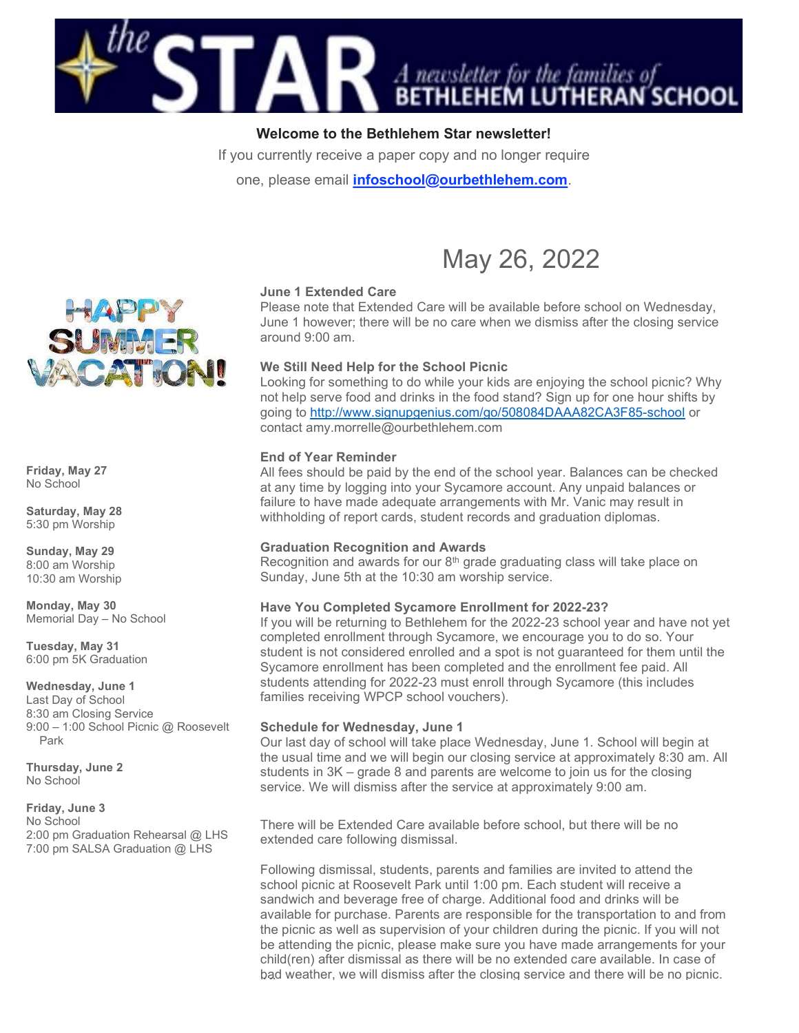# the STAR — A newsletter for the families of BETHLEHEM LUTHERAN SCHOOL

**Welcome to the Bethlehem Star newsletter!**

If you currently receive a paper copy and no longer require one, please email **infoschool@ourbethlehem.com**.

## May 26, 2022

HAPPY SUMMER VACATION!

**Friday, May 27**
No School

**Saturday, May 28**
5:30 pm Worship

**Sunday, May 29**
8:00 am Worship
10:30 am Worship

**Monday, May 30**
Memorial Day – No School

**Tuesday, May 31**
6:00 pm 5K Graduation

**Wednesday, June 1**
Last Day of School
8:30 am Closing Service
9:00 – 1:00 School Picnic @ Roosevelt Park

**Thursday, June 2**
No School

**Friday, June 3**
No School
2:00 pm Graduation Rehearsal @ LHS
7:00 pm SALSA Graduation @ LHS

**June 1 Extended Care**
Please note that Extended Care will be available before school on Wednesday, June 1 however; there will be no care when we dismiss after the closing service around 9:00 am.

**We Still Need Help for the School Picnic**
Looking for something to do while your kids are enjoying the school picnic? Why not help serve food and drinks in the food stand? Sign up for one hour shifts by going to http://www.signupgenius.com/go/508084DAAA82CA3F85-school or contact amy.morrelle@ourbethlehem.com

**End of Year Reminder**
All fees should be paid by the end of the school year. Balances can be checked at any time by logging into your Sycamore account. Any unpaid balances or failure to have made adequate arrangements with Mr. Vanic may result in withholding of report cards, student records and graduation diplomas.

**Graduation Recognition and Awards**
Recognition and awards for our 8th grade graduating class will take place on Sunday, June 5th at the 10:30 am worship service.

**Have You Completed Sycamore Enrollment for 2022-23?**
If you will be returning to Bethlehem for the 2022-23 school year and have not yet completed enrollment through Sycamore, we encourage you to do so. Your student is not considered enrolled and a spot is not guaranteed for them until the Sycamore enrollment has been completed and the enrollment fee paid. All students attending for 2022-23 must enroll through Sycamore (this includes families receiving WPCP school vouchers).

**Schedule for Wednesday, June 1**
Our last day of school will take place Wednesday, June 1. School will begin at the usual time and we will begin our closing service at approximately 8:30 am. All students in 3K – grade 8 and parents are welcome to join us for the closing service. We will dismiss after the service at approximately 9:00 am.

There will be Extended Care available before school, but there will be no extended care following dismissal.

Following dismissal, students, parents and families are invited to attend the school picnic at Roosevelt Park until 1:00 pm. Each student will receive a sandwich and beverage free of charge. Additional food and drinks will be available for purchase. Parents are responsible for the transportation to and from the picnic as well as supervision of your children during the picnic. If you will not be attending the picnic, please make sure you have made arrangements for your child(ren) after dismissal as there will be no extended care available. In case of bad weather, we will dismiss after the closing service and there will be no picnic.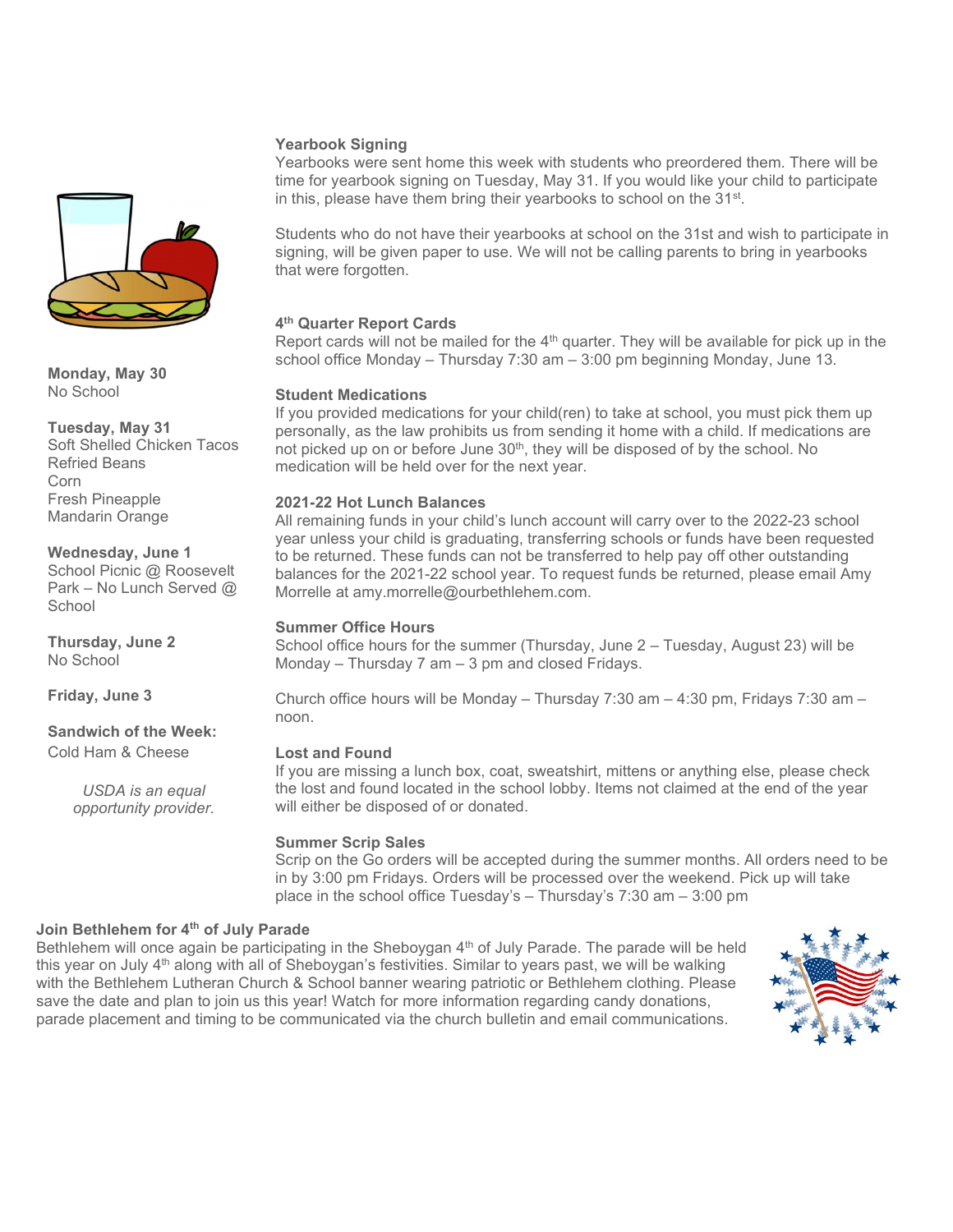**Monday, May 30**
No School

**Tuesday, May 31**
Soft Shelled Chicken Tacos
Refried Beans
Corn
Fresh Pineapple
Mandarin Orange

**Wednesday, June 1**
School Picnic @ Roosevelt Park – No Lunch Served @ School

**Thursday, June 2**
No School

**Friday, June 3**

**Sandwich of the Week:**
Cold Ham & Cheese

*USDA is an equal opportunity provider.*

**Yearbook Signing**

Yearbooks were sent home this week with students who preordered them. There will be time for yearbook signing on Tuesday, May 31. If you would like your child to participate in this, please have them bring their yearbooks to school on the 31st.

Students who do not have their yearbooks at school on the 31st and wish to participate in signing, will be given paper to use. We will not be calling parents to bring in yearbooks that were forgotten.

**4th Quarter Report Cards**

Report cards will not be mailed for the 4th quarter. They will be available for pick up in the school office Monday – Thursday 7:30 am – 3:00 pm beginning Monday, June 13.

**Student Medications**

If you provided medications for your child(ren) to take at school, you must pick them up personally, as the law prohibits us from sending it home with a child. If medications are not picked up on or before June 30th, they will be disposed of by the school. No medication will be held over for the next year.

**2021-22 Hot Lunch Balances**

All remaining funds in your child's lunch account will carry over to the 2022-23 school year unless your child is graduating, transferring schools or funds have been requested to be returned. These funds can not be transferred to help pay off other outstanding balances for the 2021-22 school year. To request funds be returned, please email Amy Morrelle at amy.morrelle@ourbethlehem.com.

**Summer Office Hours**

School office hours for the summer (Thursday, June 2 – Tuesday, August 23) will be Monday – Thursday 7 am – 3 pm and closed Fridays.

Church office hours will be Monday – Thursday 7:30 am – 4:30 pm, Fridays 7:30 am – noon.

**Lost and Found**

If you are missing a lunch box, coat, sweatshirt, mittens or anything else, please check the lost and found located in the school lobby. Items not claimed at the end of the year will either be disposed of or donated.

**Summer Scrip Sales**

Scrip on the Go orders will be accepted during the summer months. All orders need to be in by 3:00 pm Fridays. Orders will be processed over the weekend. Pick up will take place in the school office Tuesday's – Thursday's 7:30 am – 3:00 pm

**Join Bethlehem for 4th of July Parade**

Bethlehem will once again be participating in the Sheboygan 4th of July Parade. The parade will be held this year on July 4th along with all of Sheboygan's festivities. Similar to years past, we will be walking with the Bethlehem Lutheran Church & School banner wearing patriotic or Bethlehem clothing. Please save the date and plan to join us this year! Watch for more information regarding candy donations, parade placement and timing to be communicated via the church bulletin and email communications.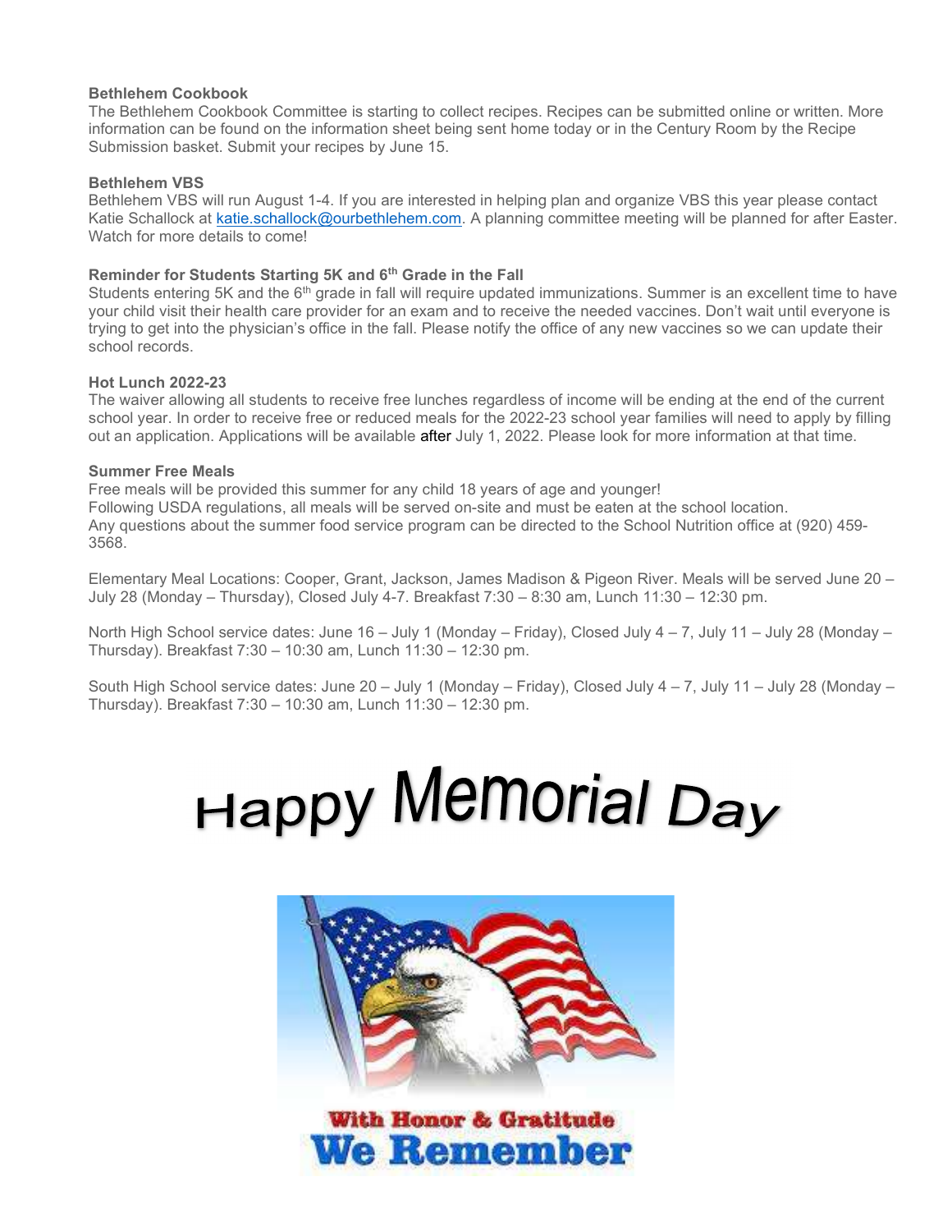### Bethlehem Cookbook

The Bethlehem Cookbook Committee is starting to collect recipes. Recipes can be submitted online or written. More information can be found on the information sheet being sent home today or in the Century Room by the Recipe Submission basket. Submit your recipes by June 15.

### Bethlehem VBS

Bethlehem VBS will run August 1-4. If you are interested in helping plan and organize VBS this year please contact Katie Schallock at katie.schallock@ourbethlehem.com. A planning committee meeting will be planned for after Easter. Watch for more details to come!

### Reminder for Students Starting 5K and 6th Grade in the Fall

Students entering 5K and the 6th grade in fall will require updated immunizations. Summer is an excellent time to have your child visit their health care provider for an exam and to receive the needed vaccines. Don't wait until everyone is trying to get into the physician's office in the fall. Please notify the office of any new vaccines so we can update their school records.

### Hot Lunch 2022-23

The waiver allowing all students to receive free lunches regardless of income will be ending at the end of the current school year. In order to receive free or reduced meals for the 2022-23 school year families will need to apply by filling out an application. Applications will be available after July 1, 2022. Please look for more information at that time.

### Summer Free Meals

Free meals will be provided this summer for any child 18 years of age and younger!
Following USDA regulations, all meals will be served on-site and must be eaten at the school location.
Any questions about the summer food service program can be directed to the School Nutrition office at (920) 459-3568.

Elementary Meal Locations: Cooper, Grant, Jackson, James Madison & Pigeon River. Meals will be served June 20 – July 28 (Monday – Thursday), Closed July 4-7. Breakfast 7:30 – 8:30 am, Lunch 11:30 – 12:30 pm.

North High School service dates: June 16 – July 1 (Monday – Friday), Closed July 4 – 7, July 11 – July 28 (Monday – Thursday). Breakfast 7:30 – 10:30 am, Lunch 11:30 – 12:30 pm.

South High School service dates: June 20 – July 1 (Monday – Friday), Closed July 4 – 7, July 11 – July 28 (Monday – Thursday). Breakfast 7:30 – 10:30 am, Lunch 11:30 – 12:30 pm.

# Happy Memorial Day

With Honor & Gratitude
We Remember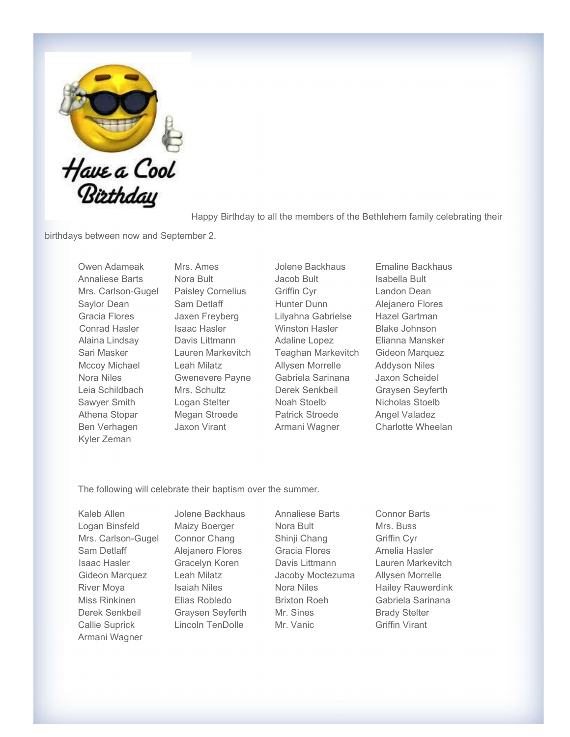Happy Birthday to all the members of the Bethlehem family celebrating their birthdays between now and September 2.

| | | | |
|---|---|---|---|
| Owen Adameak | Mrs. Ames | Jolene Backhaus | Emaline Backhaus |
| Annaliese Barts | Nora Bult | Jacob Bult | Isabella Bult |
| Mrs. Carlson-Gugel | Paisley Cornelius | Griffin Cyr | Landon Dean |
| Saylor Dean | Sam Detlaff | Hunter Dunn | Alejanero Flores |
| Gracia Flores | Jaxen Freyberg | Lilyahna Gabrielse | Hazel Gartman |
| Conrad Hasler | Isaac Hasler | Winston Hasler | Blake Johnson |
| Alaina Lindsay | Davis Littmann | Adaline Lopez | Elianna Mansker |
| Sari Masker | Lauren Markevitch | Teaghan Markevitch | Gideon Marquez |
| Mccoy Michael | Leah Milatz | Allysen Morrelle | Addyson Niles |
| Nora Niles | Gwenevere Payne | Gabriela Sarinana | Jaxon Scheidel |
| Leia Schildbach | Mrs. Schultz | Derek Senkbeil | Graysen Seyferth |
| Sawyer Smith | Logan Stelter | Noah Stoelb | Nicholas Stoelb |
| Athena Stopar | Megan Stroede | Patrick Stroede | Angel Valadez |
| Ben Verhagen | Jaxon Virant | Armani Wagner | Charlotte Wheelan |
| Kyler Zeman | | | |

The following will celebrate their baptism over the summer.

| | | | |
|---|---|---|---|
| Kaleb Allen | Jolene Backhaus | Annaliese Barts | Connor Barts |
| Logan Binsfeld | Maizy Boerger | Nora Bult | Mrs. Buss |
| Mrs. Carlson-Gugel | Connor Chang | Shinji Chang | Griffin Cyr |
| Sam Detlaff | Alejanero Flores | Gracia Flores | Amelia Hasler |
| Isaac Hasler | Gracelyn Koren | Davis Littmann | Lauren Markevitch |
| Gideon Marquez | Leah Milatz | Jacoby Moctezuma | Allysen Morrelle |
| River Moya | Isaiah Niles | Nora Niles | Hailey Rauwerdink |
| Miss Rinkinen | Elias Robledo | Brixton Roeh | Gabriela Sarinana |
| Derek Senkbeil | Graysen Seyferth | Mr. Sines | Brady Stelter |
| Callie Suprick | Lincoln TenDolle | Mr. Vanic | Griffin Virant |
| Armani Wagner | | | |